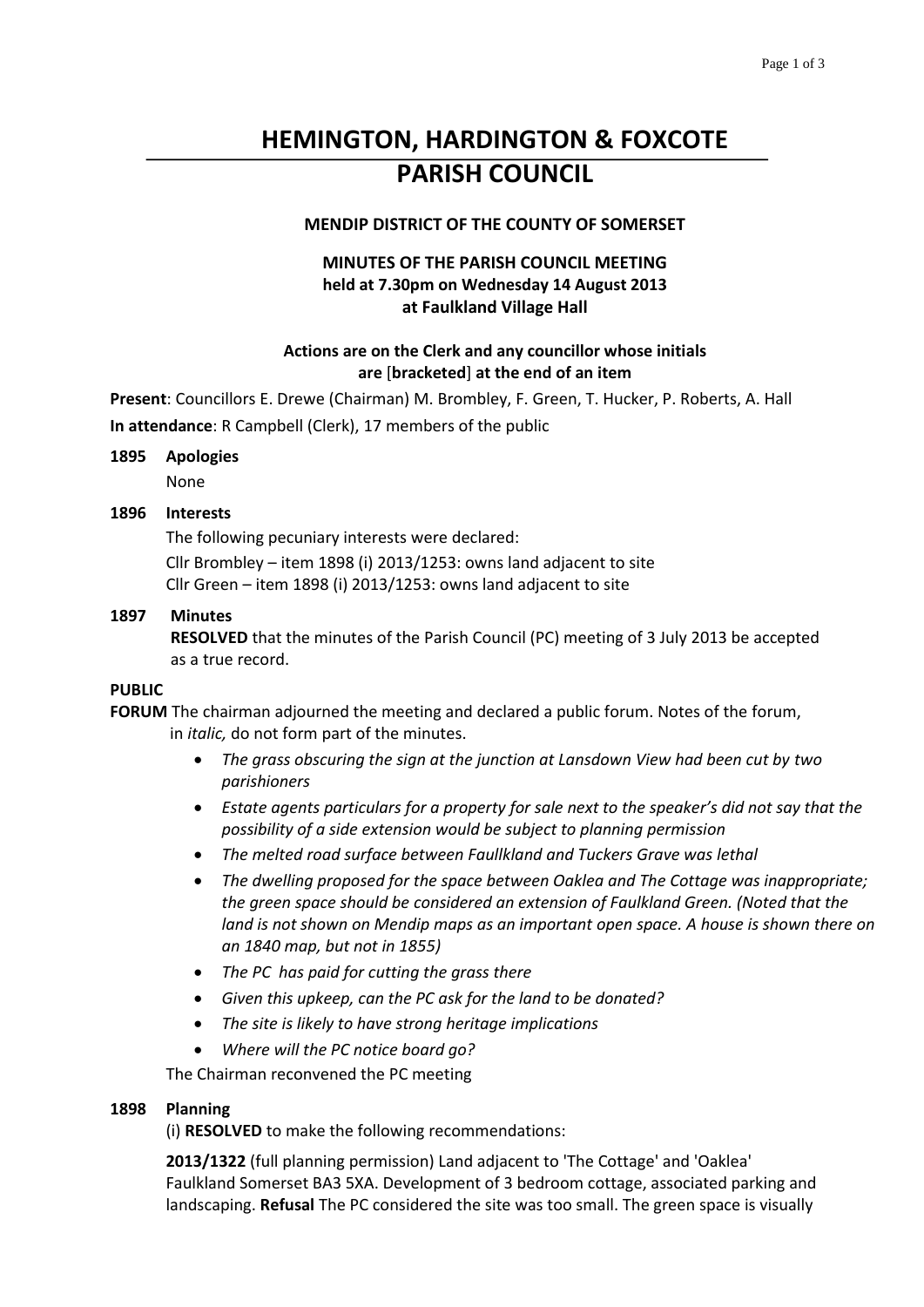# HEMINGTON, HARDINGTON & FOXCOTE PARISH COUNCIL

**MENDIP DISTRICT OF THE COUNTY OF SOMERSET**

**MINUTES OF THE PARISH COUNCIL MEETING**
**held at 7.30pm on Wednesday 14 August 2013**
**at Faulkland Village Hall**

**Actions are on the Clerk and any councillor whose initials are [bracketed] at the end of an item**

**Present**: Councillors E. Drewe (Chairman) M. Brombley, F. Green, T. Hucker, P. Roberts, A. Hall

**In attendance**: R Campbell (Clerk), 17 members of the public

**1895 Apologies**

None

**1896 Interests**

The following pecuniary interests were declared:

Cllr Brombley – item 1898 (i) 2013/1253: owns land adjacent to site
Cllr Green – item 1898 (i) 2013/1253: owns land adjacent to site

**1897 Minutes**

**RESOLVED** that the minutes of the Parish Council (PC) meeting of 3 July 2013 be accepted as a true record.

**PUBLIC FORUM** The chairman adjourned the meeting and declared a public forum. Notes of the forum, in *italic,* do not form part of the minutes.

- *The grass obscuring the sign at the junction at Lansdown View had been cut by two parishioners*
- *Estate agents particulars for a property for sale next to the speaker's did not say that the possibility of a side extension would be subject to planning permission*
- *The melted road surface between Faullkland and Tuckers Grave was lethal*
- *The dwelling proposed for the space between Oaklea and The Cottage was inappropriate; the green space should be considered an extension of Faulkland Green. (Noted that the land is not shown on Mendip maps as an important open space. A house is shown there on an 1840 map, but not in 1855)*
- *The PC has paid for cutting the grass there*
- *Given this upkeep, can the PC ask for the land to be donated?*
- *The site is likely to have strong heritage implications*
- *Where will the PC notice board go?*

The Chairman reconvened the PC meeting

**1898 Planning**

(i) **RESOLVED** to make the following recommendations:

**2013/1322** (full planning permission) Land adjacent to 'The Cottage' and 'Oaklea' Faulkland Somerset BA3 5XA. Development of 3 bedroom cottage, associated parking and landscaping. **Refusal** The PC considered the site was too small. The green space is visually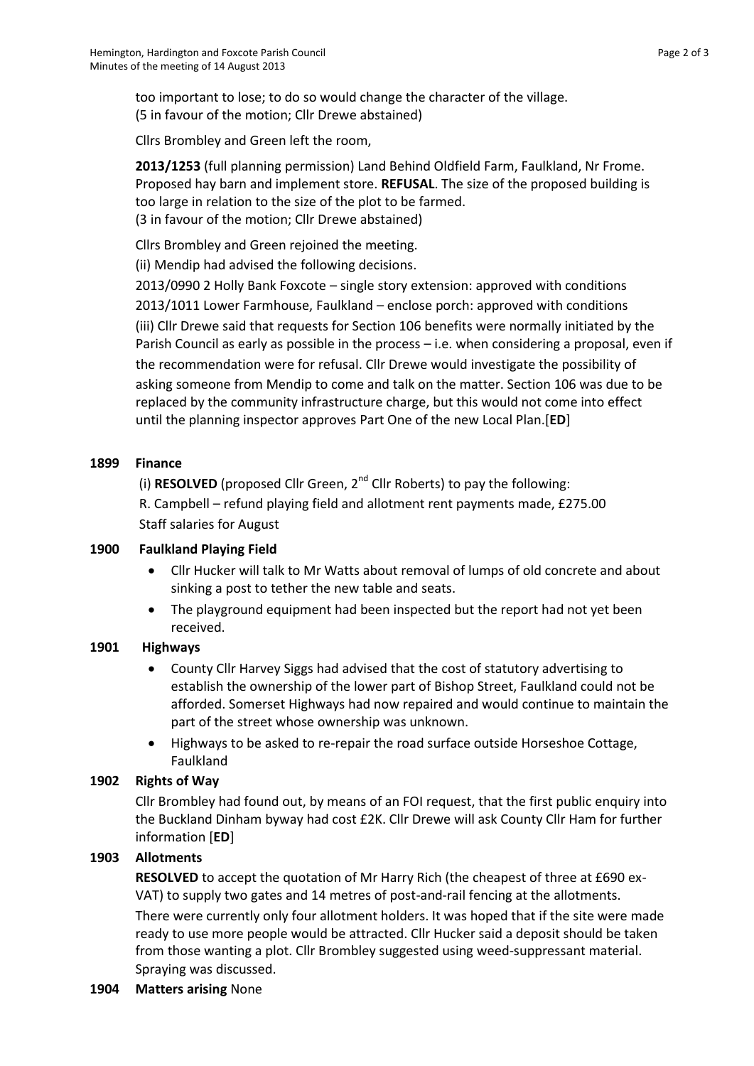too important to lose; to do so would change the character of the village.
(5 in favour of the motion; Cllr Drewe abstained)

Cllrs Brombley and Green left the room,

**2013/1253** (full planning permission) Land Behind Oldfield Farm, Faulkland, Nr Frome. Proposed hay barn and implement store. **REFUSAL**. The size of the proposed building is too large in relation to the size of the plot to be farmed.
(3 in favour of the motion; Cllr Drewe abstained)

Cllrs Brombley and Green rejoined the meeting.

(ii) Mendip had advised the following decisions.

2013/0990 2 Holly Bank Foxcote – single story extension: approved with conditions

2013/1011 Lower Farmhouse, Faulkland – enclose porch: approved with conditions

(iii) Cllr Drewe said that requests for Section 106 benefits were normally initiated by the Parish Council as early as possible in the process – i.e. when considering a proposal, even if the recommendation were for refusal. Cllr Drewe would investigate the possibility of asking someone from Mendip to come and talk on the matter. Section 106 was due to be replaced by the community infrastructure charge, but this would not come into effect until the planning inspector approves Part One of the new Local Plan.[**ED**]

**1899 Finance**

(i) **RESOLVED** (proposed Cllr Green, 2nd Cllr Roberts) to pay the following:
R. Campbell – refund playing field and allotment rent payments made, £275.00
Staff salaries for August

**1900 Faulkland Playing Field**

- Cllr Hucker will talk to Mr Watts about removal of lumps of old concrete and about sinking a post to tether the new table and seats.
- The playground equipment had been inspected but the report had not yet been received.

**1901 Highways**

- County Cllr Harvey Siggs had advised that the cost of statutory advertising to establish the ownership of the lower part of Bishop Street, Faulkland could not be afforded. Somerset Highways had now repaired and would continue to maintain the part of the street whose ownership was unknown.
- Highways to be asked to re-repair the road surface outside Horseshoe Cottage, Faulkland

**1902 Rights of Way**

Cllr Brombley had found out, by means of an FOI request, that the first public enquiry into the Buckland Dinham byway had cost £2K. Cllr Drewe will ask County Cllr Ham for further information [**ED**]

**1903 Allotments**

**RESOLVED** to accept the quotation of Mr Harry Rich (the cheapest of three at £690 ex-VAT) to supply two gates and 14 metres of post-and-rail fencing at the allotments.

There were currently only four allotment holders. It was hoped that if the site were made ready to use more people would be attracted. Cllr Hucker said a deposit should be taken from those wanting a plot. Cllr Brombley suggested using weed-suppressant material. Spraying was discussed.

**1904 Matters arising** None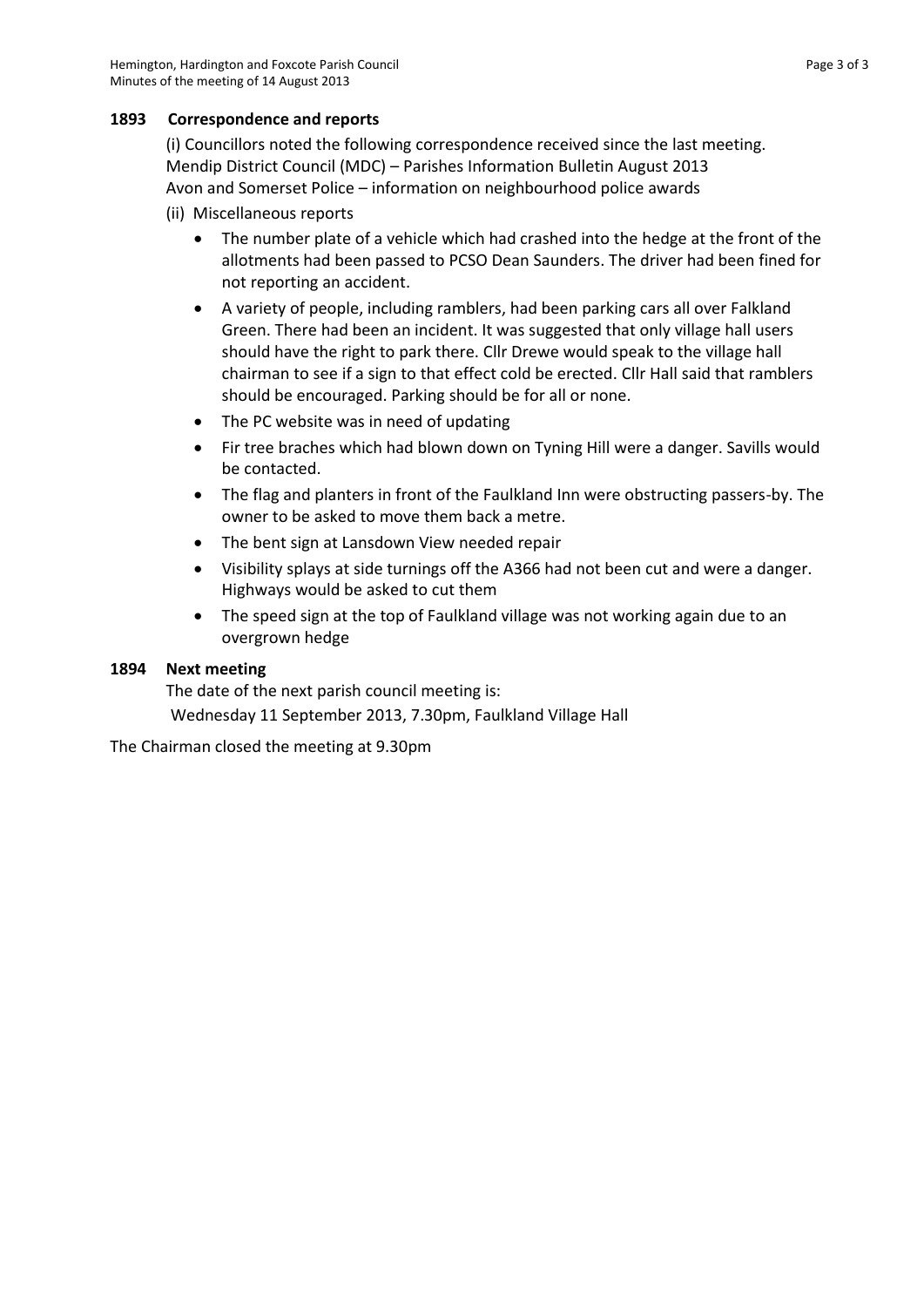**1893 Correspondence and reports**

(i) Councillors noted the following correspondence received since the last meeting.
Mendip District Council (MDC) – Parishes Information Bulletin August 2013
Avon and Somerset Police – information on neighbourhood police awards

(ii) Miscellaneous reports

- The number plate of a vehicle which had crashed into the hedge at the front of the allotments had been passed to PCSO Dean Saunders. The driver had been fined for not reporting an accident.
- A variety of people, including ramblers, had been parking cars all over Falkland Green. There had been an incident. It was suggested that only village hall users should have the right to park there. Cllr Drewe would speak to the village hall chairman to see if a sign to that effect cold be erected. Cllr Hall said that ramblers should be encouraged. Parking should be for all or none.
- The PC website was in need of updating
- Fir tree braches which had blown down on Tyning Hill were a danger. Savills would be contacted.
- The flag and planters in front of the Faulkland Inn were obstructing passers-by. The owner to be asked to move them back a metre.
- The bent sign at Lansdown View needed repair
- Visibility splays at side turnings off the A366 had not been cut and were a danger. Highways would be asked to cut them
- The speed sign at the top of Faulkland village was not working again due to an overgrown hedge

**1894 Next meeting**

The date of the next parish council meeting is:
Wednesday 11 September 2013, 7.30pm, Faulkland Village Hall

The Chairman closed the meeting at 9.30pm